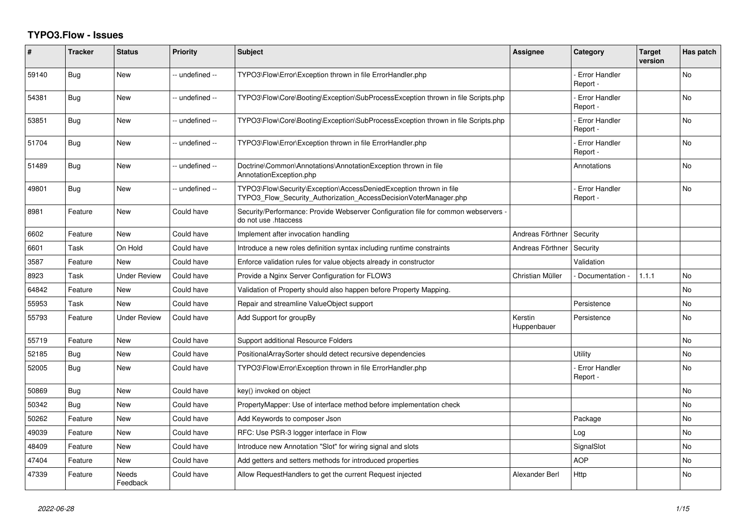# TYPO3.Flow - Issues

| # | Tracker | Status | Priority | Subject | Assignee | Category | Target version | Has patch |
|---|---|---|---|---|---|---|---|---|
| 59140 | Bug | New | -- undefined -- | TYPO3\Flow\Error\Exception thrown in file ErrorHandler.php | | - Error Handler Report - | | No |
| 54381 | Bug | New | -- undefined -- | TYPO3\Flow\Core\Booting\Exception\SubProcessException thrown in file Scripts.php | | - Error Handler Report - | | No |
| 53851 | Bug | New | -- undefined -- | TYPO3\Flow\Core\Booting\Exception\SubProcessException thrown in file Scripts.php | | - Error Handler Report - | | No |
| 51704 | Bug | New | -- undefined -- | TYPO3\Flow\Error\Exception thrown in file ErrorHandler.php | | - Error Handler Report - | | No |
| 51489 | Bug | New | -- undefined -- | Doctrine\Common\Annotations\AnnotationException thrown in file AnnotationException.php | | Annotations | | No |
| 49801 | Bug | New | -- undefined -- | TYPO3\Flow\Security\Exception\AccessDeniedException thrown in file TYPO3_Flow_Security_Authorization_AccessDecisionVoterManager.php | | - Error Handler Report - | | No |
| 8981 | Feature | New | Could have | Security/Performance: Provide Webserver Configuration file for common webservers - do not use .htaccess | | | | |
| 6602 | Feature | New | Could have | Implement after invocation handling | Andreas Förthner | Security | | |
| 6601 | Task | On Hold | Could have | Introduce a new roles definition syntax including runtime constraints | Andreas Förthner | Security | | |
| 3587 | Feature | New | Could have | Enforce validation rules for value objects already in constructor | | Validation | | |
| 8923 | Task | Under Review | Could have | Provide a Nginx Server Configuration for FLOW3 | Christian Müller | - Documentation - | 1.1.1 | No |
| 64842 | Feature | New | Could have | Validation of Property should also happen before Property Mapping. | | | | No |
| 55953 | Task | New | Could have | Repair and streamline ValueObject support | | Persistence | | No |
| 55793 | Feature | Under Review | Could have | Add Support for groupBy | Kerstin Huppenbauer | Persistence | | No |
| 55719 | Feature | New | Could have | Support additional Resource Folders | | | | No |
| 52185 | Bug | New | Could have | PositionalArraySorter should detect recursive dependencies | | Utility | | No |
| 52005 | Bug | New | Could have | TYPO3\Flow\Error\Exception thrown in file ErrorHandler.php | | - Error Handler Report - | | No |
| 50869 | Bug | New | Could have | key() invoked on object | | | | No |
| 50342 | Bug | New | Could have | PropertyMapper: Use of interface method before implementation check | | | | No |
| 50262 | Feature | New | Could have | Add Keywords to composer Json | | Package | | No |
| 49039 | Feature | New | Could have | RFC: Use PSR-3 logger interface in Flow | | Log | | No |
| 48409 | Feature | New | Could have | Introduce new Annotation "Slot" for wiring signal and slots | | SignalSlot | | No |
| 47404 | Feature | New | Could have | Add getters and setters methods for introduced properties | | AOP | | No |
| 47339 | Feature | Needs Feedback | Could have | Allow RequestHandlers to get the current Request injected | Alexander Berl | Http | | No |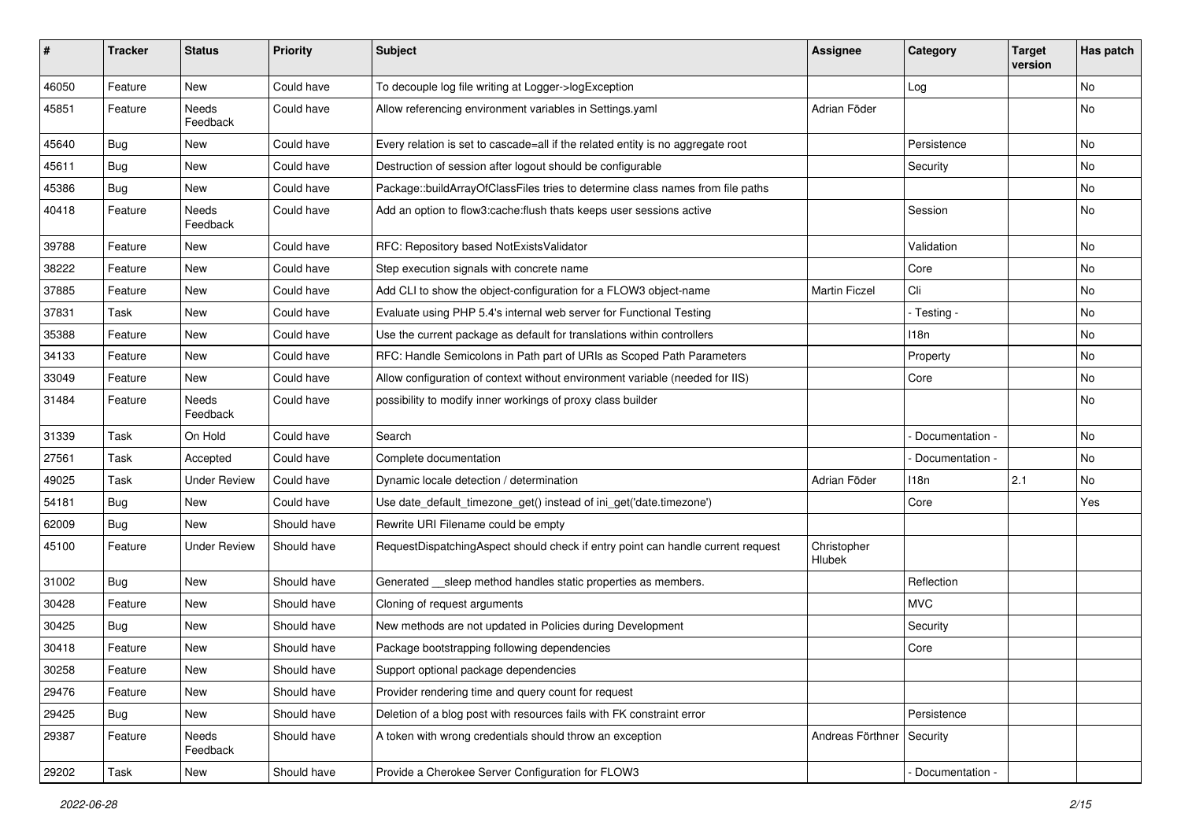| # | Tracker | Status | Priority | Subject | Assignee | Category | Target version | Has patch |
|---|---|---|---|---|---|---|---|---|
| 46050 | Feature | New | Could have | To decouple log file writing at Logger->logException | | Log | | No |
| 45851 | Feature | Needs Feedback | Could have | Allow referencing environment variables in Settings.yaml | Adrian Föder | | | No |
| 45640 | Bug | New | Could have | Every relation is set to cascade=all if the related entity is no aggregate root | | Persistence | | No |
| 45611 | Bug | New | Could have | Destruction of session after logout should be configurable | | Security | | No |
| 45386 | Bug | New | Could have | Package::buildArrayOfClassFiles tries to determine class names from file paths | | | | No |
| 40418 | Feature | Needs Feedback | Could have | Add an option to flow3:cache:flush thats keeps user sessions active | | Session | | No |
| 39788 | Feature | New | Could have | RFC: Repository based NotExistsValidator | | Validation | | No |
| 38222 | Feature | New | Could have | Step execution signals with concrete name | | Core | | No |
| 37885 | Feature | New | Could have | Add CLI to show the object-configuration for a FLOW3 object-name | Martin Ficzel | Cli | | No |
| 37831 | Task | New | Could have | Evaluate using PHP 5.4's internal web server for Functional Testing | | - Testing - | | No |
| 35388 | Feature | New | Could have | Use the current package as default for translations within controllers | | I18n | | No |
| 34133 | Feature | New | Could have | RFC: Handle Semicolons in Path part of URIs as Scoped Path Parameters | | Property | | No |
| 33049 | Feature | New | Could have | Allow configuration of context without environment variable (needed for IIS) | | Core | | No |
| 31484 | Feature | Needs Feedback | Could have | possibility to modify inner workings of proxy class builder | | | | No |
| 31339 | Task | On Hold | Could have | Search | | - Documentation - | | No |
| 27561 | Task | Accepted | Could have | Complete documentation | | - Documentation - | | No |
| 49025 | Task | Under Review | Could have | Dynamic locale detection / determination | Adrian Föder | I18n | 2.1 | No |
| 54181 | Bug | New | Could have | Use date_default_timezone_get() instead of ini_get('date.timezone') | | Core | | Yes |
| 62009 | Bug | New | Should have | Rewrite URI Filename could be empty | | | | |
| 45100 | Feature | Under Review | Should have | RequestDispatchingAspect should check if entry point can handle current request | Christopher Hlubek | | | |
| 31002 | Bug | New | Should have | Generated __sleep method handles static properties as members. | | Reflection | | |
| 30428 | Feature | New | Should have | Cloning of request arguments | | MVC | | |
| 30425 | Bug | New | Should have | New methods are not updated in Policies during Development | | Security | | |
| 30418 | Feature | New | Should have | Package bootstrapping following dependencies | | Core | | |
| 30258 | Feature | New | Should have | Support optional package dependencies | | | | |
| 29476 | Feature | New | Should have | Provider rendering time and query count for request | | | | |
| 29425 | Bug | New | Should have | Deletion of a blog post with resources fails with FK constraint error | | Persistence | | |
| 29387 | Feature | Needs Feedback | Should have | A token with wrong credentials should throw an exception | Andreas Förthner | Security | | |
| 29202 | Task | New | Should have | Provide a Cherokee Server Configuration for FLOW3 | | - Documentation - | | |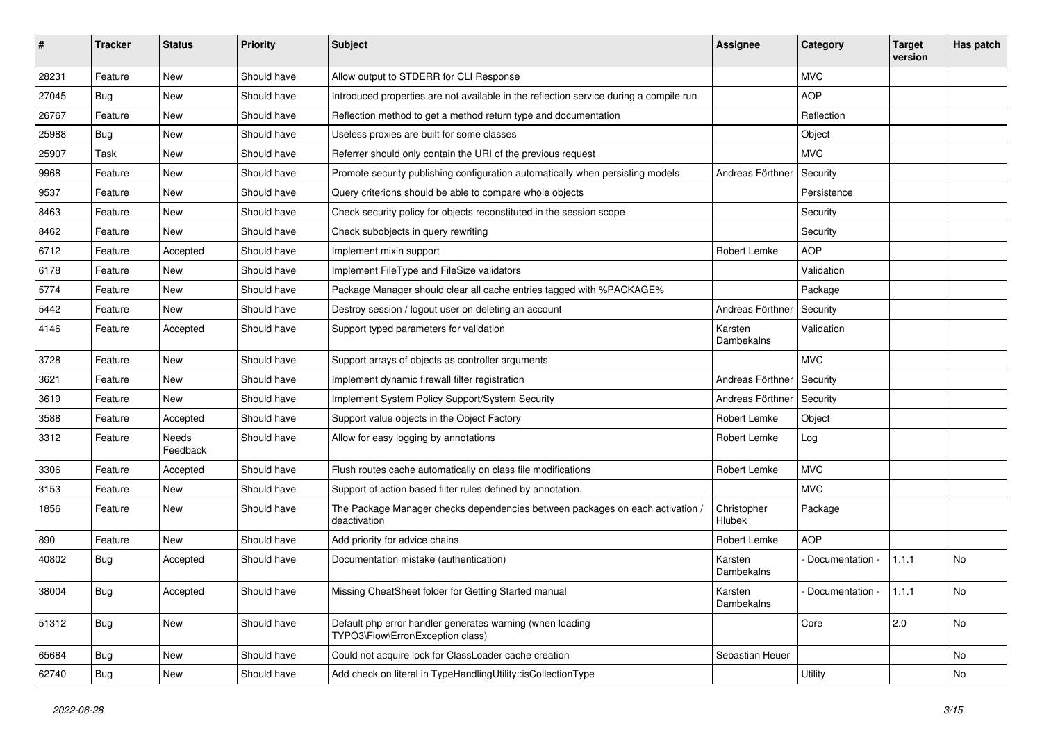| # | Tracker | Status | Priority | Subject | Assignee | Category | Target version | Has patch |
|---|---|---|---|---|---|---|---|---|
| 28231 | Feature | New | Should have | Allow output to STDERR for CLI Response | | MVC | | |
| 27045 | Bug | New | Should have | Introduced properties are not available in the reflection service during a compile run | | AOP | | |
| 26767 | Feature | New | Should have | Reflection method to get a method return type and documentation | | Reflection | | |
| 25988 | Bug | New | Should have | Useless proxies are built for some classes | | Object | | |
| 25907 | Task | New | Should have | Referrer should only contain the URI of the previous request | | MVC | | |
| 9968 | Feature | New | Should have | Promote security publishing configuration automatically when persisting models | Andreas Förthner | Security | | |
| 9537 | Feature | New | Should have | Query criterions should be able to compare whole objects | | Persistence | | |
| 8463 | Feature | New | Should have | Check security policy for objects reconstituted in the session scope | | Security | | |
| 8462 | Feature | New | Should have | Check subobjects in query rewriting | | Security | | |
| 6712 | Feature | Accepted | Should have | Implement mixin support | Robert Lemke | AOP | | |
| 6178 | Feature | New | Should have | Implement FileType and FileSize validators | | Validation | | |
| 5774 | Feature | New | Should have | Package Manager should clear all cache entries tagged with %PACKAGE% | | Package | | |
| 5442 | Feature | New | Should have | Destroy session / logout user on deleting an account | Andreas Förthner | Security | | |
| 4146 | Feature | Accepted | Should have | Support typed parameters for validation | Karsten Dambekalns | Validation | | |
| 3728 | Feature | New | Should have | Support arrays of objects as controller arguments | | MVC | | |
| 3621 | Feature | New | Should have | Implement dynamic firewall filter registration | Andreas Förthner | Security | | |
| 3619 | Feature | New | Should have | Implement System Policy Support/System Security | Andreas Förthner | Security | | |
| 3588 | Feature | Accepted | Should have | Support value objects in the Object Factory | Robert Lemke | Object | | |
| 3312 | Feature | Needs Feedback | Should have | Allow for easy logging by annotations | Robert Lemke | Log | | |
| 3306 | Feature | Accepted | Should have | Flush routes cache automatically on class file modifications | Robert Lemke | MVC | | |
| 3153 | Feature | New | Should have | Support of action based filter rules defined by annotation. | | MVC | | |
| 1856 | Feature | New | Should have | The Package Manager checks dependencies between packages on each activation / deactivation | Christopher Hlubek | Package | | |
| 890 | Feature | New | Should have | Add priority for advice chains | Robert Lemke | AOP | | |
| 40802 | Bug | Accepted | Should have | Documentation mistake (authentication) | Karsten Dambekalns | - Documentation - | 1.1.1 | No |
| 38004 | Bug | Accepted | Should have | Missing CheatSheet folder for Getting Started manual | Karsten Dambekalns | - Documentation - | 1.1.1 | No |
| 51312 | Bug | New | Should have | Default php error handler generates warning (when loading TYPO3\Flow\Error\Exception class) | | Core | 2.0 | No |
| 65684 | Bug | New | Should have | Could not acquire lock for ClassLoader cache creation | Sebastian Heuer | | | No |
| 62740 | Bug | New | Should have | Add check on literal in TypeHandlingUtility::isCollectionType | | Utility | | No |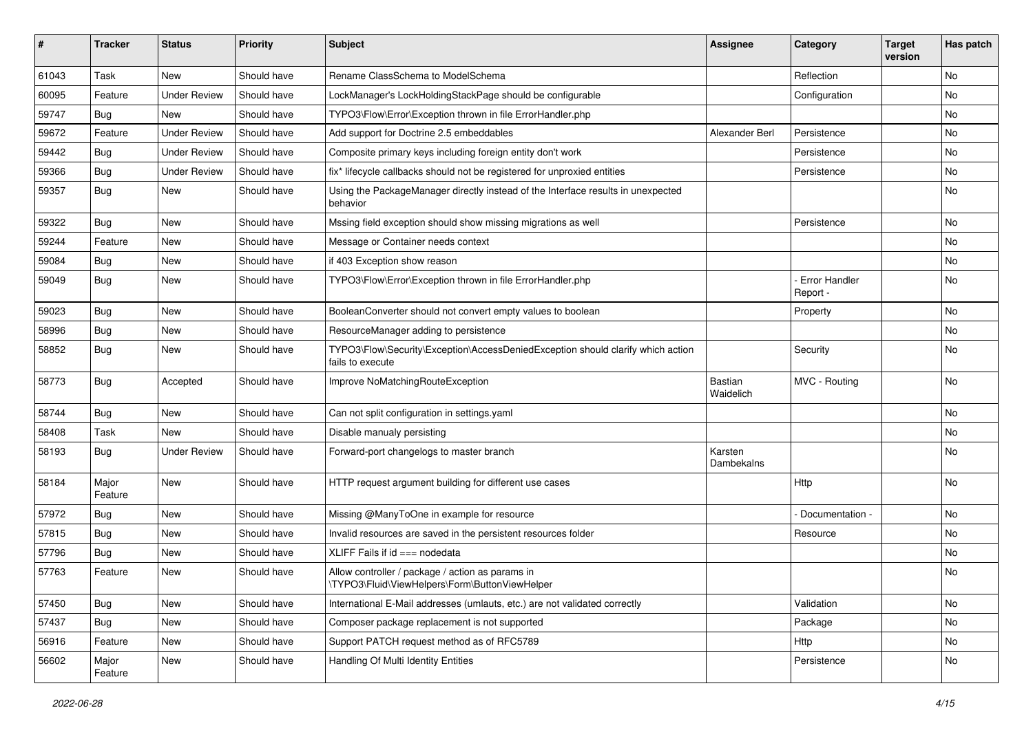| # | Tracker | Status | Priority | Subject | Assignee | Category | Target version | Has patch |
|---|---|---|---|---|---|---|---|---|
| 61043 | Task | New | Should have | Rename ClassSchema to ModelSchema | | Reflection | | No |
| 60095 | Feature | Under Review | Should have | LockManager's LockHoldingStackPage should be configurable | | Configuration | | No |
| 59747 | Bug | New | Should have | TYPO3\Flow\Error\Exception thrown in file ErrorHandler.php | | | | No |
| 59672 | Feature | Under Review | Should have | Add support for Doctrine 2.5 embeddables | Alexander Berl | Persistence | | No |
| 59442 | Bug | Under Review | Should have | Composite primary keys including foreign entity don't work | | Persistence | | No |
| 59366 | Bug | Under Review | Should have | fix* lifecycle callbacks should not be registered for unproxied entities | | Persistence | | No |
| 59357 | Bug | New | Should have | Using the PackageManager directly instead of the Interface results in unexpected behavior | | | | No |
| 59322 | Bug | New | Should have | Mssing field exception should show missing migrations as well | | Persistence | | No |
| 59244 | Feature | New | Should have | Message or Container needs context | | | | No |
| 59084 | Bug | New | Should have | if 403 Exception show reason | | | | No |
| 59049 | Bug | New | Should have | TYPO3\Flow\Error\Exception thrown in file ErrorHandler.php | | - Error Handler Report - | | No |
| 59023 | Bug | New | Should have | BooleanConverter should not convert empty values to boolean | | Property | | No |
| 58996 | Bug | New | Should have | ResourceManager adding to persistence | | | | No |
| 58852 | Bug | New | Should have | TYPO3\Flow\Security\Exception\AccessDeniedException should clarify which action fails to execute | | Security | | No |
| 58773 | Bug | Accepted | Should have | Improve NoMatchingRouteException | Bastian Waidelich | MVC - Routing | | No |
| 58744 | Bug | New | Should have | Can not split configuration in settings.yaml | | | | No |
| 58408 | Task | New | Should have | Disable manualy persisting | | | | No |
| 58193 | Bug | Under Review | Should have | Forward-port changelogs to master branch | Karsten Dambekalns | | | No |
| 58184 | Major Feature | New | Should have | HTTP request argument building for different use cases | | Http | | No |
| 57972 | Bug | New | Should have | Missing @ManyToOne in example for resource | | - Documentation - | | No |
| 57815 | Bug | New | Should have | Invalid resources are saved in the persistent resources folder | | Resource | | No |
| 57796 | Bug | New | Should have | XLIFF Fails if id === nodedata | | | | No |
| 57763 | Feature | New | Should have | Allow controller / package / action as params in \TYPO3\Fluid\ViewHelpers\Form\ButtonViewHelper | | | | No |
| 57450 | Bug | New | Should have | International E-Mail addresses (umlauts, etc.) are not validated correctly | | Validation | | No |
| 57437 | Bug | New | Should have | Composer package replacement is not supported | | Package | | No |
| 56916 | Feature | New | Should have | Support PATCH request method as of RFC5789 | | Http | | No |
| 56602 | Major Feature | New | Should have | Handling Of Multi Identity Entities | | Persistence | | No |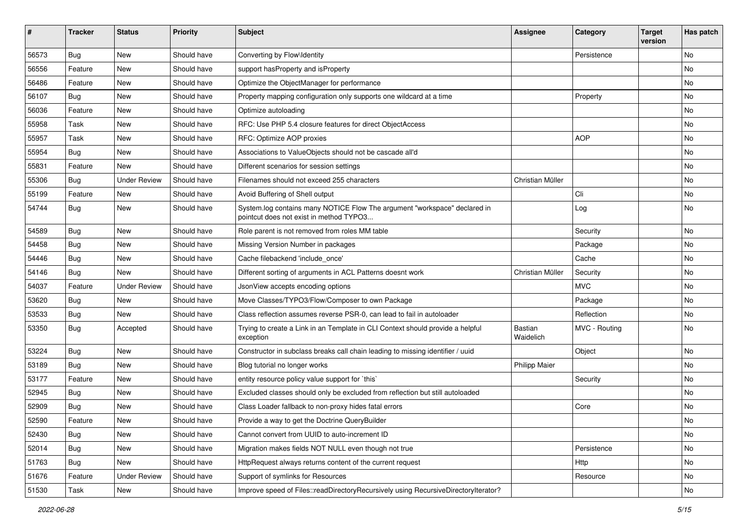| # | Tracker | Status | Priority | Subject | Assignee | Category | Target version | Has patch |
|---|---|---|---|---|---|---|---|---|
| 56573 | Bug | New | Should have | Converting by Flow\Identity | | Persistence | | No |
| 56556 | Feature | New | Should have | support hasProperty and isProperty | | | | No |
| 56486 | Feature | New | Should have | Optimize the ObjectManager for performance | | | | No |
| 56107 | Bug | New | Should have | Property mapping configuration only supports one wildcard at a time | | Property | | No |
| 56036 | Feature | New | Should have | Optimize autoloading | | | | No |
| 55958 | Task | New | Should have | RFC: Use PHP 5.4 closure features for direct ObjectAccess | | | | No |
| 55957 | Task | New | Should have | RFC: Optimize AOP proxies | | AOP | | No |
| 55954 | Bug | New | Should have | Associations to ValueObjects should not be cascade all'd | | | | No |
| 55831 | Feature | New | Should have | Different scenarios for session settings | | | | No |
| 55306 | Bug | Under Review | Should have | Filenames should not exceed 255 characters | Christian Müller | | | No |
| 55199 | Feature | New | Should have | Avoid Buffering of Shell output | | Cli | | No |
| 54744 | Bug | New | Should have | System.log contains many NOTICE Flow The argument "workspace" declared in pointcut does not exist in method TYPO3... | | Log | | No |
| 54589 | Bug | New | Should have | Role parent is not removed from roles MM table | | Security | | No |
| 54458 | Bug | New | Should have | Missing Version Number in packages | | Package | | No |
| 54446 | Bug | New | Should have | Cache filebackend 'include_once' | | Cache | | No |
| 54146 | Bug | New | Should have | Different sorting of arguments in ACL Patterns doesnt work | Christian Müller | Security | | No |
| 54037 | Feature | Under Review | Should have | JsonView accepts encoding options | | MVC | | No |
| 53620 | Bug | New | Should have | Move Classes/TYPO3/Flow/Composer to own Package | | Package | | No |
| 53533 | Bug | New | Should have | Class reflection assumes reverse PSR-0, can lead to fail in autoloader | | Reflection | | No |
| 53350 | Bug | Accepted | Should have | Trying to create a Link in an Template in CLI Context should provide a helpful exception | Bastian Waidelich | MVC - Routing | | No |
| 53224 | Bug | New | Should have | Constructor in subclass breaks call chain leading to missing identifier / uuid | | Object | | No |
| 53189 | Bug | New | Should have | Blog tutorial no longer works | Philipp Maier | | | No |
| 53177 | Feature | New | Should have | entity resource policy value support for `this` | | Security | | No |
| 52945 | Bug | New | Should have | Excluded classes should only be excluded from reflection but still autoloaded | | | | No |
| 52909 | Bug | New | Should have | Class Loader fallback to non-proxy hides fatal errors | | Core | | No |
| 52590 | Feature | New | Should have | Provide a way to get the Doctrine QueryBuilder | | | | No |
| 52430 | Bug | New | Should have | Cannot convert from UUID to auto-increment ID | | | | No |
| 52014 | Bug | New | Should have | Migration makes fields NOT NULL even though not true | | Persistence | | No |
| 51763 | Bug | New | Should have | HttpRequest always returns content of the current request | | Http | | No |
| 51676 | Feature | Under Review | Should have | Support of symlinks for Resources | | Resource | | No |
| 51530 | Task | New | Should have | Improve speed of Files::readDirectoryRecursively using RecursiveDirectoryIterator? | | | | No |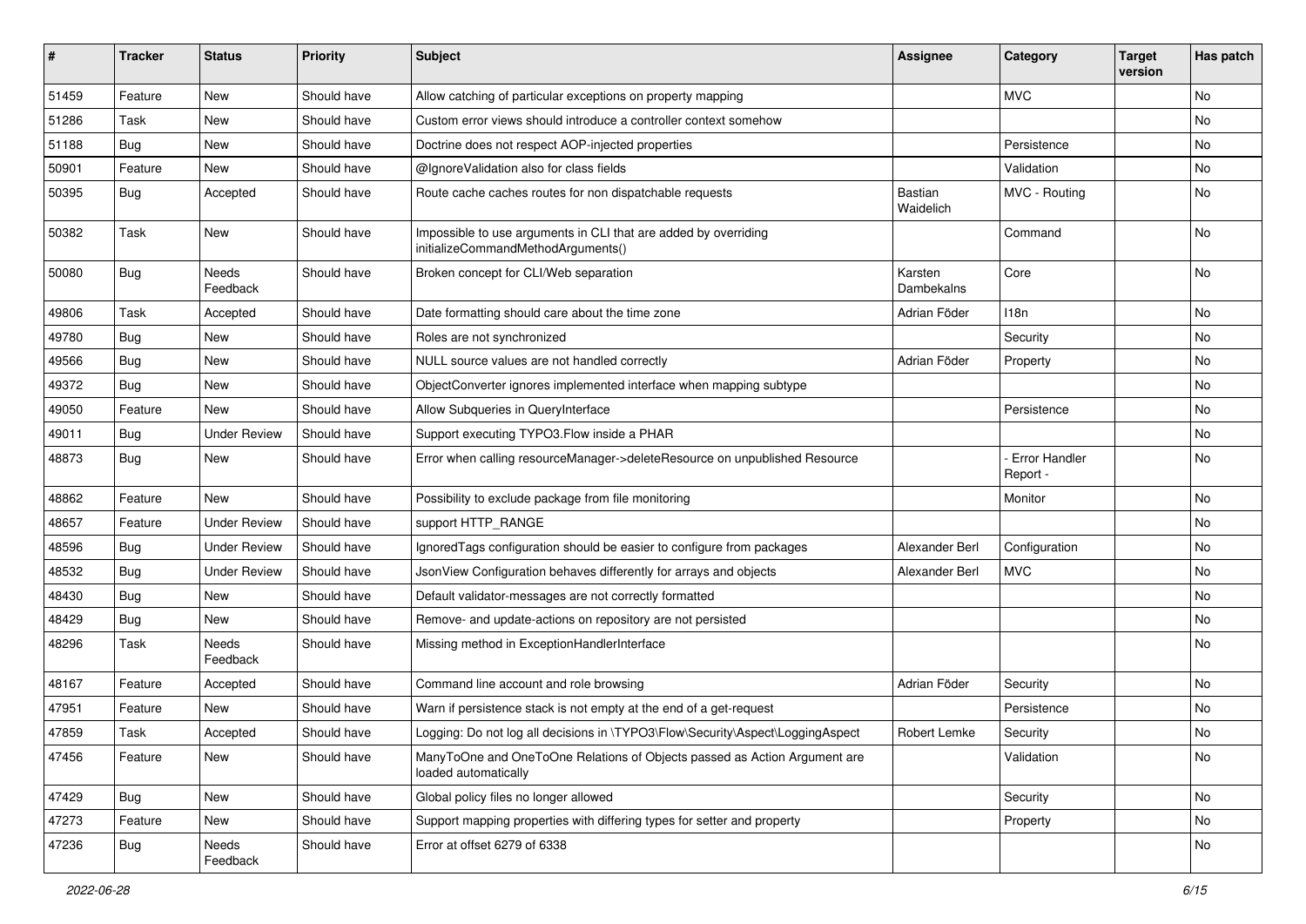| # | Tracker | Status | Priority | Subject | Assignee | Category | Target version | Has patch |
|---|---|---|---|---|---|---|---|---|
| 51459 | Feature | New | Should have | Allow catching of particular exceptions on property mapping | | MVC | | No |
| 51286 | Task | New | Should have | Custom error views should introduce a controller context somehow | | | | No |
| 51188 | Bug | New | Should have | Doctrine does not respect AOP-injected properties | | Persistence | | No |
| 50901 | Feature | New | Should have | @IgnoreValidation also for class fields | | Validation | | No |
| 50395 | Bug | Accepted | Should have | Route cache caches routes for non dispatchable requests | Bastian Waidelich | MVC - Routing | | No |
| 50382 | Task | New | Should have | Impossible to use arguments in CLI that are added by overriding initializeCommandMethodArguments() | | Command | | No |
| 50080 | Bug | Needs Feedback | Should have | Broken concept for CLI/Web separation | Karsten Dambekalns | Core | | No |
| 49806 | Task | Accepted | Should have | Date formatting should care about the time zone | Adrian Föder | I18n | | No |
| 49780 | Bug | New | Should have | Roles are not synchronized | | Security | | No |
| 49566 | Bug | New | Should have | NULL source values are not handled correctly | Adrian Föder | Property | | No |
| 49372 | Bug | New | Should have | ObjectConverter ignores implemented interface when mapping subtype | | | | No |
| 49050 | Feature | New | Should have | Allow Subqueries in QueryInterface | | Persistence | | No |
| 49011 | Bug | Under Review | Should have | Support executing TYPO3.Flow inside a PHAR | | | | No |
| 48873 | Bug | New | Should have | Error when calling resourceManager->deleteResource on unpublished Resource | | - Error Handler Report - | | No |
| 48862 | Feature | New | Should have | Possibility to exclude package from file monitoring | | Monitor | | No |
| 48657 | Feature | Under Review | Should have | support HTTP_RANGE | | | | No |
| 48596 | Bug | Under Review | Should have | IgnoredTags configuration should be easier to configure from packages | Alexander Berl | Configuration | | No |
| 48532 | Bug | Under Review | Should have | JsonView Configuration behaves differently for arrays and objects | Alexander Berl | MVC | | No |
| 48430 | Bug | New | Should have | Default validator-messages are not correctly formatted | | | | No |
| 48429 | Bug | New | Should have | Remove- and update-actions on repository are not persisted | | | | No |
| 48296 | Task | Needs Feedback | Should have | Missing method in ExceptionHandlerInterface | | | | No |
| 48167 | Feature | Accepted | Should have | Command line account and role browsing | Adrian Föder | Security | | No |
| 47951 | Feature | New | Should have | Warn if persistence stack is not empty at the end of a get-request | | Persistence | | No |
| 47859 | Task | Accepted | Should have | Logging: Do not log all decisions in \TYPO3\Flow\Security\Aspect\LoggingAspect | Robert Lemke | Security | | No |
| 47456 | Feature | New | Should have | ManyToOne and OneToOne Relations of Objects passed as Action Argument are loaded automatically | | Validation | | No |
| 47429 | Bug | New | Should have | Global policy files no longer allowed | | Security | | No |
| 47273 | Feature | New | Should have | Support mapping properties with differing types for setter and property | | Property | | No |
| 47236 | Bug | Needs Feedback | Should have | Error at offset 6279 of 6338 | | | | No |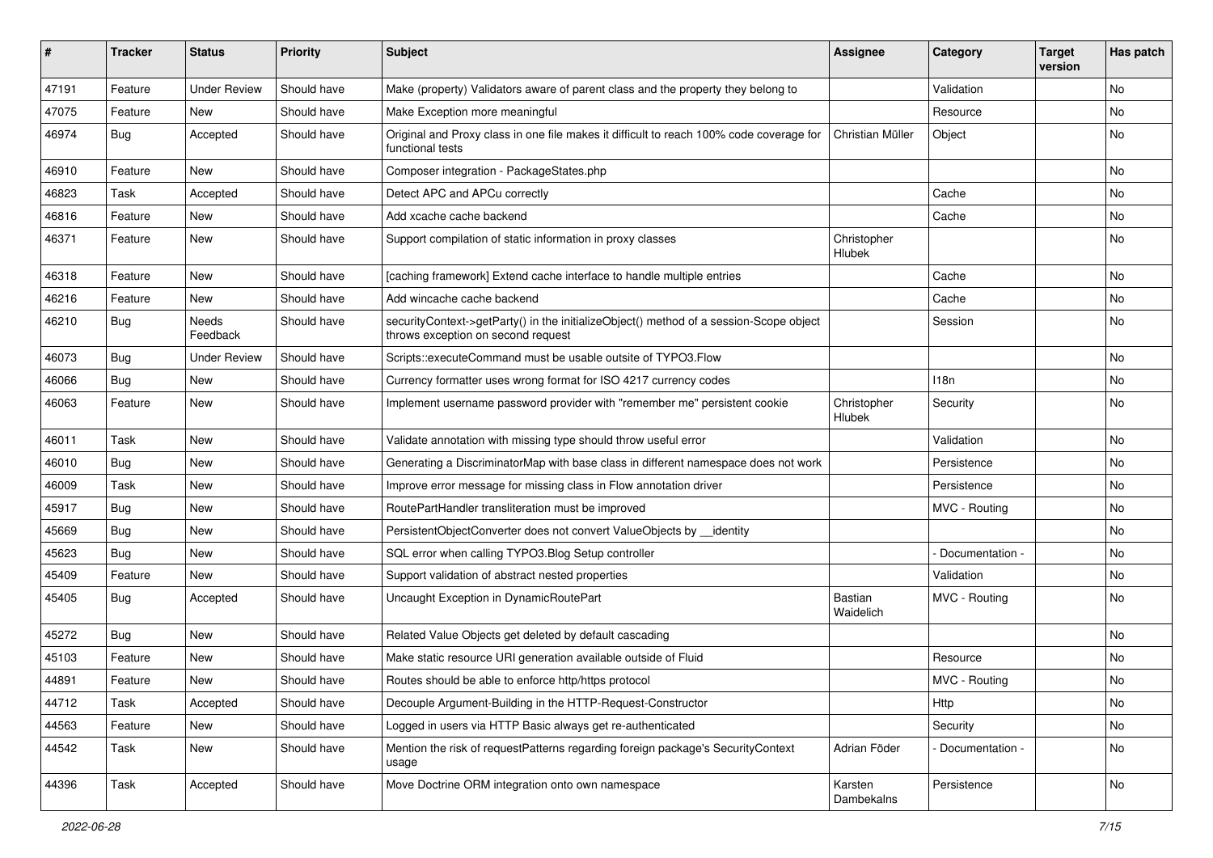| # | Tracker | Status | Priority | Subject | Assignee | Category | Target version | Has patch |
|---|---|---|---|---|---|---|---|---|
| 47191 | Feature | Under Review | Should have | Make (property) Validators aware of parent class and the property they belong to | | Validation | | No |
| 47075 | Feature | New | Should have | Make Exception more meaningful | | Resource | | No |
| 46974 | Bug | Accepted | Should have | Original and Proxy class in one file makes it difficult to reach 100% code coverage for functional tests | Christian Müller | Object | | No |
| 46910 | Feature | New | Should have | Composer integration - PackageStates.php | | | | No |
| 46823 | Task | Accepted | Should have | Detect APC and APCu correctly | | Cache | | No |
| 46816 | Feature | New | Should have | Add xcache cache backend | | Cache | | No |
| 46371 | Feature | New | Should have | Support compilation of static information in proxy classes | Christopher Hlubek | | | No |
| 46318 | Feature | New | Should have | [caching framework] Extend cache interface to handle multiple entries | | Cache | | No |
| 46216 | Feature | New | Should have | Add wincache cache backend | | Cache | | No |
| 46210 | Bug | Needs Feedback | Should have | securityContext->getParty() in the initializeObject() method of a session-Scope object throws exception on second request | | Session | | No |
| 46073 | Bug | Under Review | Should have | Scripts::executeCommand must be usable outsite of TYPO3.Flow | | | | No |
| 46066 | Bug | New | Should have | Currency formatter uses wrong format for ISO 4217 currency codes | | I18n | | No |
| 46063 | Feature | New | Should have | Implement username password provider with "remember me" persistent cookie | Christopher Hlubek | Security | | No |
| 46011 | Task | New | Should have | Validate annotation with missing type should throw useful error | | Validation | | No |
| 46010 | Bug | New | Should have | Generating a DiscriminatorMap with base class in different namespace does not work | | Persistence | | No |
| 46009 | Task | New | Should have | Improve error message for missing class in Flow annotation driver | | Persistence | | No |
| 45917 | Bug | New | Should have | RoutePartHandler transliteration must be improved | | MVC - Routing | | No |
| 45669 | Bug | New | Should have | PersistentObjectConverter does not convert ValueObjects by __identity | | | | No |
| 45623 | Bug | New | Should have | SQL error when calling TYPO3.Blog Setup controller | | - Documentation - | | No |
| 45409 | Feature | New | Should have | Support validation of abstract nested properties | | Validation | | No |
| 45405 | Bug | Accepted | Should have | Uncaught Exception in DynamicRoutePart | Bastian Waidelich | MVC - Routing | | No |
| 45272 | Bug | New | Should have | Related Value Objects get deleted by default cascading | | | | No |
| 45103 | Feature | New | Should have | Make static resource URI generation available outside of Fluid | | Resource | | No |
| 44891 | Feature | New | Should have | Routes should be able to enforce http/https protocol | | MVC - Routing | | No |
| 44712 | Task | Accepted | Should have | Decouple Argument-Building in the HTTP-Request-Constructor | | Http | | No |
| 44563 | Feature | New | Should have | Logged in users via HTTP Basic always get re-authenticated | | Security | | No |
| 44542 | Task | New | Should have | Mention the risk of requestPatterns regarding foreign package's SecurityContext usage | Adrian Föder | - Documentation - | | No |
| 44396 | Task | Accepted | Should have | Move Doctrine ORM integration onto own namespace | Karsten Dambekalns | Persistence | | No |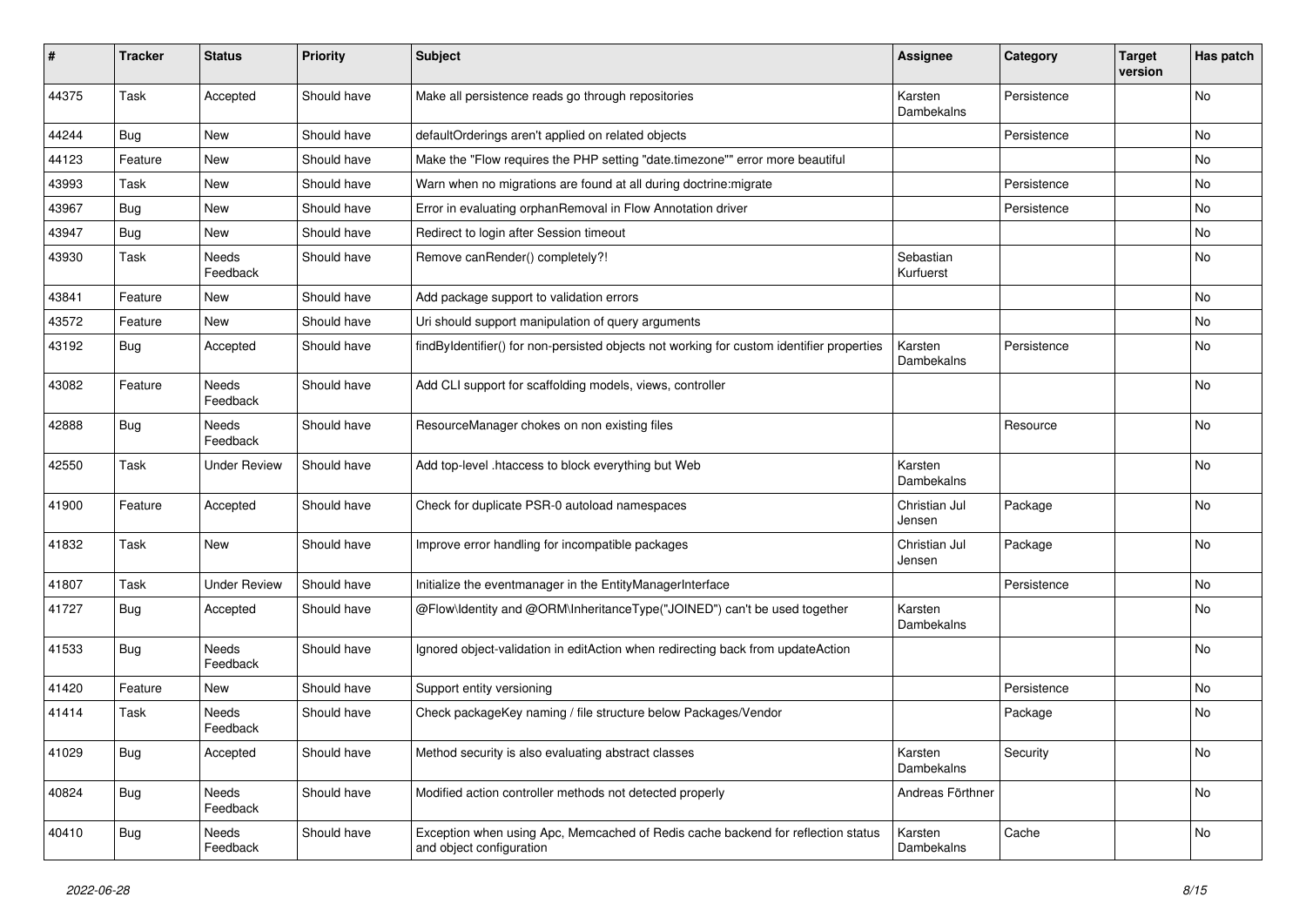| # | Tracker | Status | Priority | Subject | Assignee | Category | Target version | Has patch |
|---|---|---|---|---|---|---|---|---|
| 44375 | Task | Accepted | Should have | Make all persistence reads go through repositories | Karsten Dambekalns | Persistence | | No |
| 44244 | Bug | New | Should have | defaultOrderings aren't applied on related objects | | Persistence | | No |
| 44123 | Feature | New | Should have | Make the "Flow requires the PHP setting "date.timezone"" error more beautiful | | | | No |
| 43993 | Task | New | Should have | Warn when no migrations are found at all during doctrine:migrate | | Persistence | | No |
| 43967 | Bug | New | Should have | Error in evaluating orphanRemoval in Flow Annotation driver | | Persistence | | No |
| 43947 | Bug | New | Should have | Redirect to login after Session timeout | | | | No |
| 43930 | Task | Needs Feedback | Should have | Remove canRender() completely?! | Sebastian Kurfuerst | | | No |
| 43841 | Feature | New | Should have | Add package support to validation errors | | | | No |
| 43572 | Feature | New | Should have | Uri should support manipulation of query arguments | | | | No |
| 43192 | Bug | Accepted | Should have | findByIdentifier() for non-persisted objects not working for custom identifier properties | Karsten Dambekalns | Persistence | | No |
| 43082 | Feature | Needs Feedback | Should have | Add CLI support for scaffolding models, views, controller | | | | No |
| 42888 | Bug | Needs Feedback | Should have | ResourceManager chokes on non existing files | | Resource | | No |
| 42550 | Task | Under Review | Should have | Add top-level .htaccess to block everything but Web | Karsten Dambekalns | | | No |
| 41900 | Feature | Accepted | Should have | Check for duplicate PSR-0 autoload namespaces | Christian Jul Jensen | Package | | No |
| 41832 | Task | New | Should have | Improve error handling for incompatible packages | Christian Jul Jensen | Package | | No |
| 41807 | Task | Under Review | Should have | Initialize the eventmanager in the EntityManagerInterface | | Persistence | | No |
| 41727 | Bug | Accepted | Should have | @Flow\Identity and @ORM\InheritanceType("JOINED") can't be used together | Karsten Dambekalns | | | No |
| 41533 | Bug | Needs Feedback | Should have | Ignored object-validation in editAction when redirecting back from updateAction | | | | No |
| 41420 | Feature | New | Should have | Support entity versioning | | Persistence | | No |
| 41414 | Task | Needs Feedback | Should have | Check packageKey naming / file structure below Packages/Vendor | | Package | | No |
| 41029 | Bug | Accepted | Should have | Method security is also evaluating abstract classes | Karsten Dambekalns | Security | | No |
| 40824 | Bug | Needs Feedback | Should have | Modified action controller methods not detected properly | Andreas Förthner | | | No |
| 40410 | Bug | Needs Feedback | Should have | Exception when using Apc, Memcached of Redis cache backend for reflection status and object configuration | Karsten Dambekalns | Cache | | No |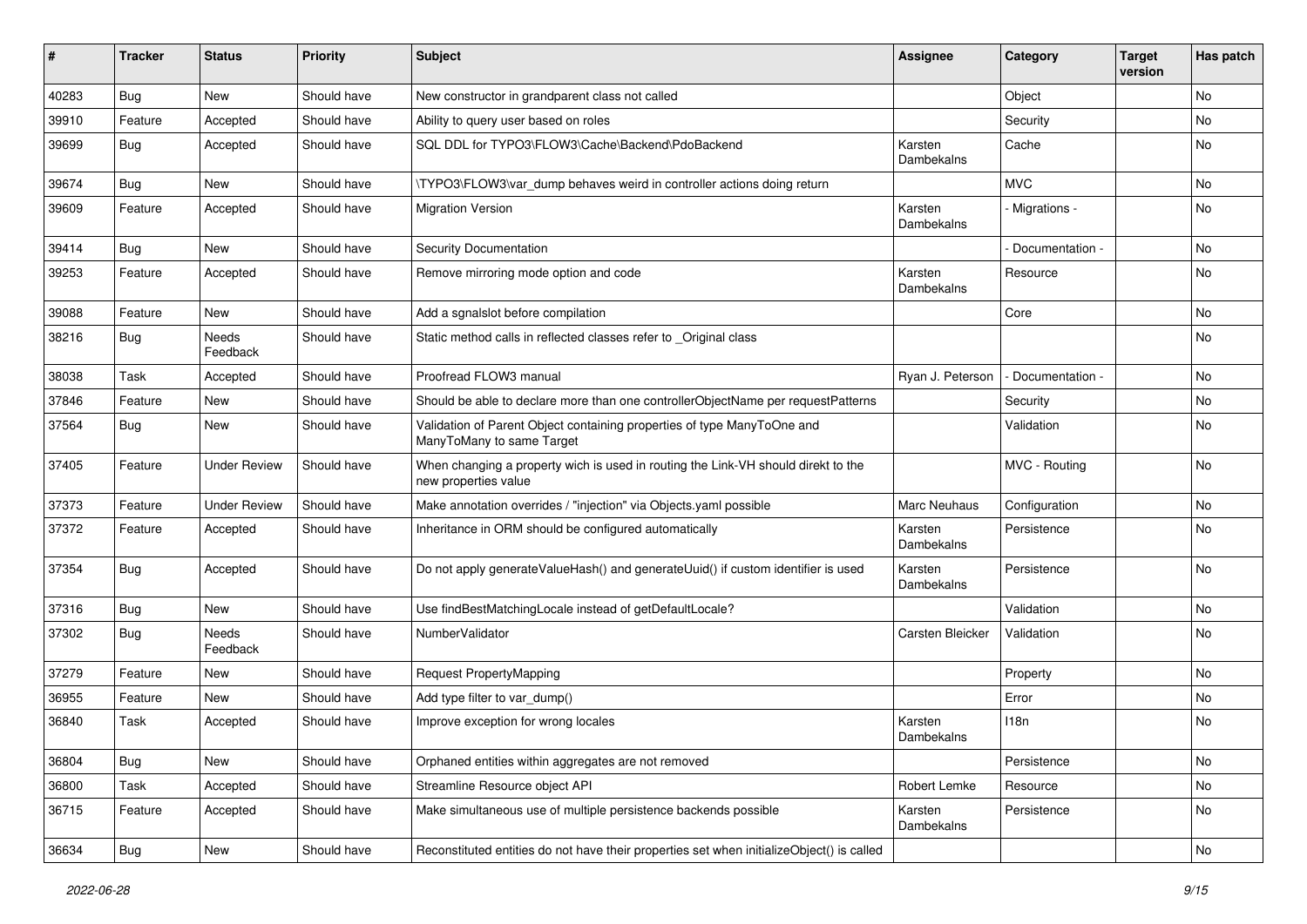| # | Tracker | Status | Priority | Subject | Assignee | Category | Target version | Has patch |
|---|---|---|---|---|---|---|---|---|
| 40283 | Bug | New | Should have | New constructor in grandparent class not called | | Object | | No |
| 39910 | Feature | Accepted | Should have | Ability to query user based on roles | | Security | | No |
| 39699 | Bug | Accepted | Should have | SQL DDL for TYPO3\FLOW3\Cache\Backend\PdoBackend | Karsten Dambekalns | Cache | | No |
| 39674 | Bug | New | Should have | \TYPO3\FLOW3\var_dump behaves weird in controller actions doing return | | MVC | | No |
| 39609 | Feature | Accepted | Should have | Migration Version | Karsten Dambekalns | - Migrations - | | No |
| 39414 | Bug | New | Should have | Security Documentation | | - Documentation - | | No |
| 39253 | Feature | Accepted | Should have | Remove mirroring mode option and code | Karsten Dambekalns | Resource | | No |
| 39088 | Feature | New | Should have | Add a sgnalslot before compilation | | Core | | No |
| 38216 | Bug | Needs Feedback | Should have | Static method calls in reflected classes refer to _Original class | | | | No |
| 38038 | Task | Accepted | Should have | Proofread FLOW3 manual | Ryan J. Peterson | - Documentation - | | No |
| 37846 | Feature | New | Should have | Should be able to declare more than one controllerObjectName per requestPatterns | | Security | | No |
| 37564 | Bug | New | Should have | Validation of Parent Object containing properties of type ManyToOne and ManyToMany to same Target | | Validation | | No |
| 37405 | Feature | Under Review | Should have | When changing a property wich is used in routing the Link-VH should direkt to the new properties value | | MVC - Routing | | No |
| 37373 | Feature | Under Review | Should have | Make annotation overrides / "injection" via Objects.yaml possible | Marc Neuhaus | Configuration | | No |
| 37372 | Feature | Accepted | Should have | Inheritance in ORM should be configured automatically | Karsten Dambekalns | Persistence | | No |
| 37354 | Bug | Accepted | Should have | Do not apply generateValueHash() and generateUuid() if custom identifier is used | Karsten Dambekalns | Persistence | | No |
| 37316 | Bug | New | Should have | Use findBestMatchingLocale instead of getDefaultLocale? | | Validation | | No |
| 37302 | Bug | Needs Feedback | Should have | NumberValidator | Carsten Bleicker | Validation | | No |
| 37279 | Feature | New | Should have | Request PropertyMapping | | Property | | No |
| 36955 | Feature | New | Should have | Add type filter to var_dump() | | Error | | No |
| 36840 | Task | Accepted | Should have | Improve exception for wrong locales | Karsten Dambekalns | I18n | | No |
| 36804 | Bug | New | Should have | Orphaned entities within aggregates are not removed | | Persistence | | No |
| 36800 | Task | Accepted | Should have | Streamline Resource object API | Robert Lemke | Resource | | No |
| 36715 | Feature | Accepted | Should have | Make simultaneous use of multiple persistence backends possible | Karsten Dambekalns | Persistence | | No |
| 36634 | Bug | New | Should have | Reconstituted entities do not have their properties set when initializeObject() is called | | | | No |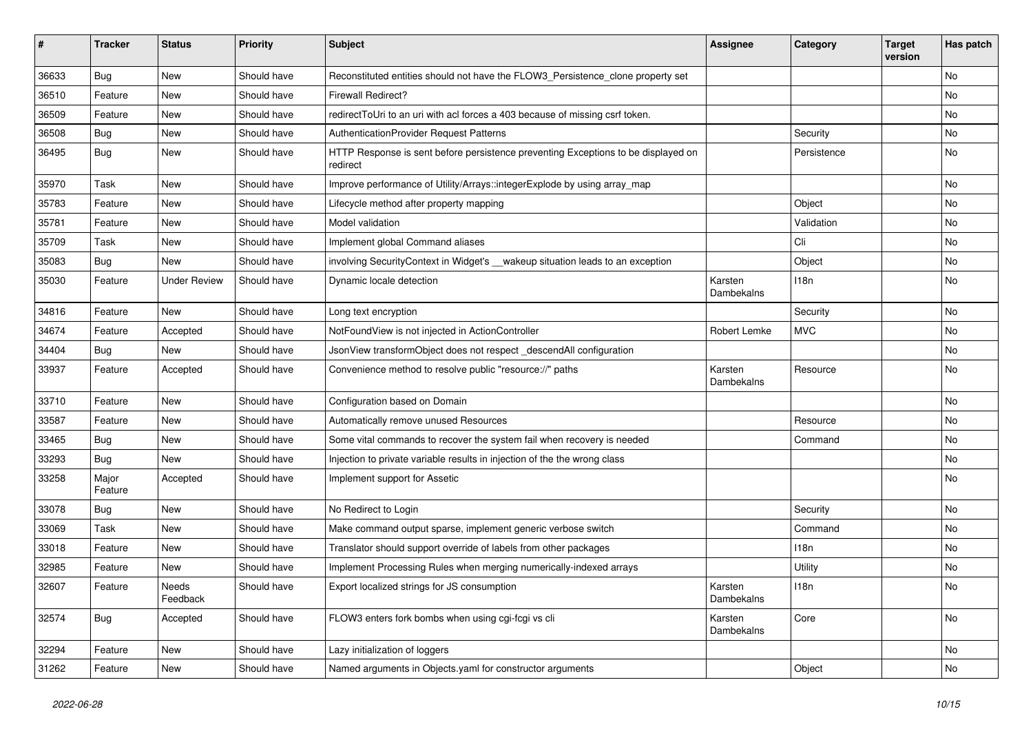| # | Tracker | Status | Priority | Subject | Assignee | Category | Target version | Has patch |
|---|---|---|---|---|---|---|---|---|
| 36633 | Bug | New | Should have | Reconstituted entities should not have the FLOW3_Persistence_clone property set | | | | No |
| 36510 | Feature | New | Should have | Firewall Redirect? | | | | No |
| 36509 | Feature | New | Should have | redirectToUri to an uri with acl forces a 403 because of missing csrf token. | | | | No |
| 36508 | Bug | New | Should have | AuthenticationProvider Request Patterns | | Security | | No |
| 36495 | Bug | New | Should have | HTTP Response is sent before persistence preventing Exceptions to be displayed on redirect | | Persistence | | No |
| 35970 | Task | New | Should have | Improve performance of Utility/Arrays::integerExplode by using array_map | | | | No |
| 35783 | Feature | New | Should have | Lifecycle method after property mapping | | Object | | No |
| 35781 | Feature | New | Should have | Model validation | | Validation | | No |
| 35709 | Task | New | Should have | Implement global Command aliases | | Cli | | No |
| 35083 | Bug | New | Should have | involving SecurityContext in Widget's __wakeup situation leads to an exception | | Object | | No |
| 35030 | Feature | Under Review | Should have | Dynamic locale detection | Karsten Dambekalns | I18n | | No |
| 34816 | Feature | New | Should have | Long text encryption | | Security | | No |
| 34674 | Feature | Accepted | Should have | NotFoundView is not injected in ActionController | Robert Lemke | MVC | | No |
| 34404 | Bug | New | Should have | JsonView transformObject does not respect _descendAll configuration | | | | No |
| 33937 | Feature | Accepted | Should have | Convenience method to resolve public "resource://" paths | Karsten Dambekalns | Resource | | No |
| 33710 | Feature | New | Should have | Configuration based on Domain | | | | No |
| 33587 | Feature | New | Should have | Automatically remove unused Resources | | Resource | | No |
| 33465 | Bug | New | Should have | Some vital commands to recover the system fail when recovery is needed | | Command | | No |
| 33293 | Bug | New | Should have | Injection to private variable results in injection of the the wrong class | | | | No |
| 33258 | Major Feature | Accepted | Should have | Implement support for Assetic | | | | No |
| 33078 | Bug | New | Should have | No Redirect to Login | | Security | | No |
| 33069 | Task | New | Should have | Make command output sparse, implement generic verbose switch | | Command | | No |
| 33018 | Feature | New | Should have | Translator should support override of labels from other packages | | I18n | | No |
| 32985 | Feature | New | Should have | Implement Processing Rules when merging numerically-indexed arrays | | Utility | | No |
| 32607 | Feature | Needs Feedback | Should have | Export localized strings for JS consumption | Karsten Dambekalns | I18n | | No |
| 32574 | Bug | Accepted | Should have | FLOW3 enters fork bombs when using cgi-fcgi vs cli | Karsten Dambekalns | Core | | No |
| 32294 | Feature | New | Should have | Lazy initialization of loggers | | | | No |
| 31262 | Feature | New | Should have | Named arguments in Objects.yaml for constructor arguments | | Object | | No |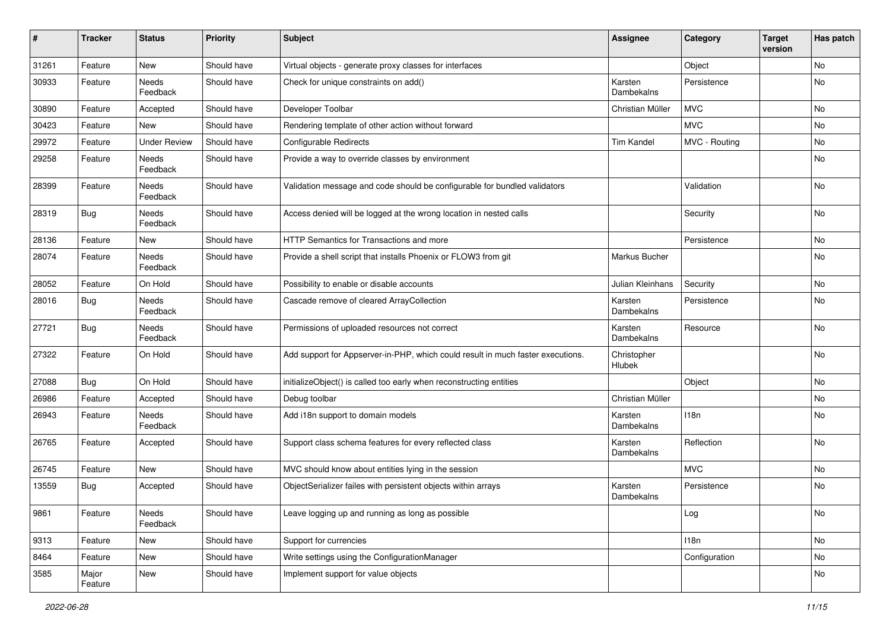| # | Tracker | Status | Priority | Subject | Assignee | Category | Target version | Has patch |
|---|---|---|---|---|---|---|---|---|
| 31261 | Feature | New | Should have | Virtual objects - generate proxy classes for interfaces | | Object | | No |
| 30933 | Feature | Needs Feedback | Should have | Check for unique constraints on add() | Karsten Dambekalns | Persistence | | No |
| 30890 | Feature | Accepted | Should have | Developer Toolbar | Christian Müller | MVC | | No |
| 30423 | Feature | New | Should have | Rendering template of other action without forward | | MVC | | No |
| 29972 | Feature | Under Review | Should have | Configurable Redirects | Tim Kandel | MVC - Routing | | No |
| 29258 | Feature | Needs Feedback | Should have | Provide a way to override classes by environment | | | | No |
| 28399 | Feature | Needs Feedback | Should have | Validation message and code should be configurable for bundled validators | | Validation | | No |
| 28319 | Bug | Needs Feedback | Should have | Access denied will be logged at the wrong location in nested calls | | Security | | No |
| 28136 | Feature | New | Should have | HTTP Semantics for Transactions and more | | Persistence | | No |
| 28074 | Feature | Needs Feedback | Should have | Provide a shell script that installs Phoenix or FLOW3 from git | Markus Bucher | | | No |
| 28052 | Feature | On Hold | Should have | Possibility to enable or disable accounts | Julian Kleinhans | Security | | No |
| 28016 | Bug | Needs Feedback | Should have | Cascade remove of cleared ArrayCollection | Karsten Dambekalns | Persistence | | No |
| 27721 | Bug | Needs Feedback | Should have | Permissions of uploaded resources not correct | Karsten Dambekalns | Resource | | No |
| 27322 | Feature | On Hold | Should have | Add support for Appserver-in-PHP, which could result in much faster executions. | Christopher Hlubek | | | No |
| 27088 | Bug | On Hold | Should have | initializeObject() is called too early when reconstructing entities | | Object | | No |
| 26986 | Feature | Accepted | Should have | Debug toolbar | Christian Müller | | | No |
| 26943 | Feature | Needs Feedback | Should have | Add i18n support to domain models | Karsten Dambekalns | I18n | | No |
| 26765 | Feature | Accepted | Should have | Support class schema features for every reflected class | Karsten Dambekalns | Reflection | | No |
| 26745 | Feature | New | Should have | MVC should know about entities lying in the session | | MVC | | No |
| 13559 | Bug | Accepted | Should have | ObjectSerializer failes with persistent objects within arrays | Karsten Dambekalns | Persistence | | No |
| 9861 | Feature | Needs Feedback | Should have | Leave logging up and running as long as possible | | Log | | No |
| 9313 | Feature | New | Should have | Support for currencies | | I18n | | No |
| 8464 | Feature | New | Should have | Write settings using the ConfigurationManager | | Configuration | | No |
| 3585 | Major Feature | New | Should have | Implement support for value objects | | | | No |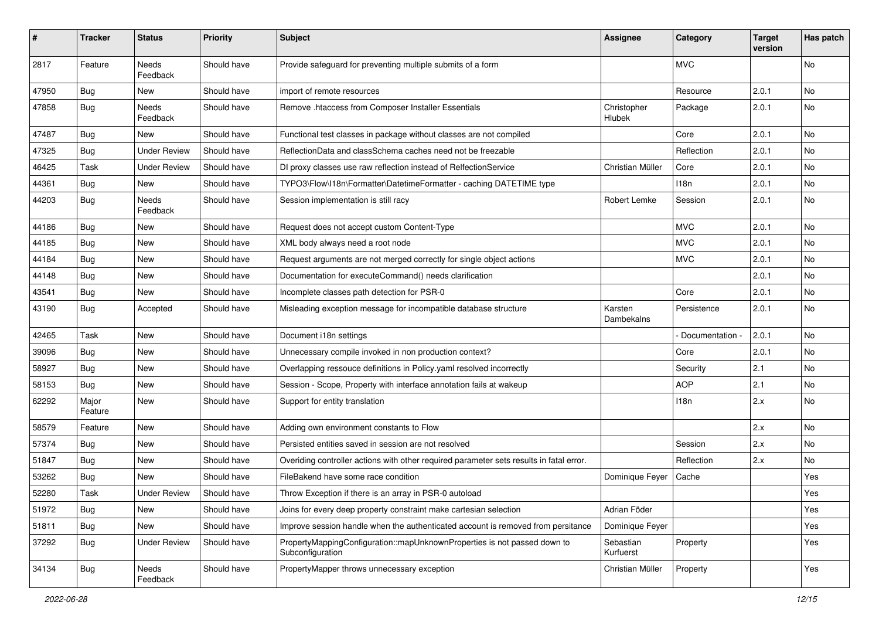| # | Tracker | Status | Priority | Subject | Assignee | Category | Target version | Has patch |
|---|---|---|---|---|---|---|---|---|
| 2817 | Feature | Needs Feedback | Should have | Provide safeguard for preventing multiple submits of a form | | MVC | | No |
| 47950 | Bug | New | Should have | import of remote resources | | Resource | 2.0.1 | No |
| 47858 | Bug | Needs Feedback | Should have | Remove .htaccess from Composer Installer Essentials | Christopher Hlubek | Package | 2.0.1 | No |
| 47487 | Bug | New | Should have | Functional test classes in package without classes are not compiled | | Core | 2.0.1 | No |
| 47325 | Bug | Under Review | Should have | ReflectionData and classSchema caches need not be freezable | | Reflection | 2.0.1 | No |
| 46425 | Task | Under Review | Should have | DI proxy classes use raw reflection instead of RelfectionService | Christian Müller | Core | 2.0.1 | No |
| 44361 | Bug | New | Should have | TYPO3\Flow\I18n\Formatter\DatetimeFormatter - caching DATETIME type | | I18n | 2.0.1 | No |
| 44203 | Bug | Needs Feedback | Should have | Session implementation is still racy | Robert Lemke | Session | 2.0.1 | No |
| 44186 | Bug | New | Should have | Request does not accept custom Content-Type | | MVC | 2.0.1 | No |
| 44185 | Bug | New | Should have | XML body always need a root node | | MVC | 2.0.1 | No |
| 44184 | Bug | New | Should have | Request arguments are not merged correctly for single object actions | | MVC | 2.0.1 | No |
| 44148 | Bug | New | Should have | Documentation for executeCommand() needs clarification | | | 2.0.1 | No |
| 43541 | Bug | New | Should have | Incomplete classes path detection for PSR-0 | | Core | 2.0.1 | No |
| 43190 | Bug | Accepted | Should have | Misleading exception message for incompatible database structure | Karsten Dambekalns | Persistence | 2.0.1 | No |
| 42465 | Task | New | Should have | Document i18n settings | | - Documentation - | 2.0.1 | No |
| 39096 | Bug | New | Should have | Unnecessary compile invoked in non production context? | | Core | 2.0.1 | No |
| 58927 | Bug | New | Should have | Overlapping ressouce definitions in Policy.yaml resolved incorrectly | | Security | 2.1 | No |
| 58153 | Bug | New | Should have | Session - Scope, Property with interface annotation fails at wakeup | | AOP | 2.1 | No |
| 62292 | Major Feature | New | Should have | Support for entity translation | | I18n | 2.x | No |
| 58579 | Feature | New | Should have | Adding own environment constants to Flow | | | 2.x | No |
| 57374 | Bug | New | Should have | Persisted entities saved in session are not resolved | | Session | 2.x | No |
| 51847 | Bug | New | Should have | Overiding controller actions with other required parameter sets results in fatal error. | | Reflection | 2.x | No |
| 53262 | Bug | New | Should have | FileBakend have some race condition | Dominique Feyer | Cache | | Yes |
| 52280 | Task | Under Review | Should have | Throw Exception if there is an array in PSR-0 autoload | | | | Yes |
| 51972 | Bug | New | Should have | Joins for every deep property constraint make cartesian selection | Adrian Föder | | | Yes |
| 51811 | Bug | New | Should have | Improve session handle when the authenticated account is removed from persitance | Dominique Feyer | | | Yes |
| 37292 | Bug | Under Review | Should have | PropertyMappingConfiguration::mapUnknownProperties is not passed down to Subconfiguration | Sebastian Kurfuerst | Property | | Yes |
| 34134 | Bug | Needs Feedback | Should have | PropertyMapper throws unnecessary exception | Christian Müller | Property | | Yes |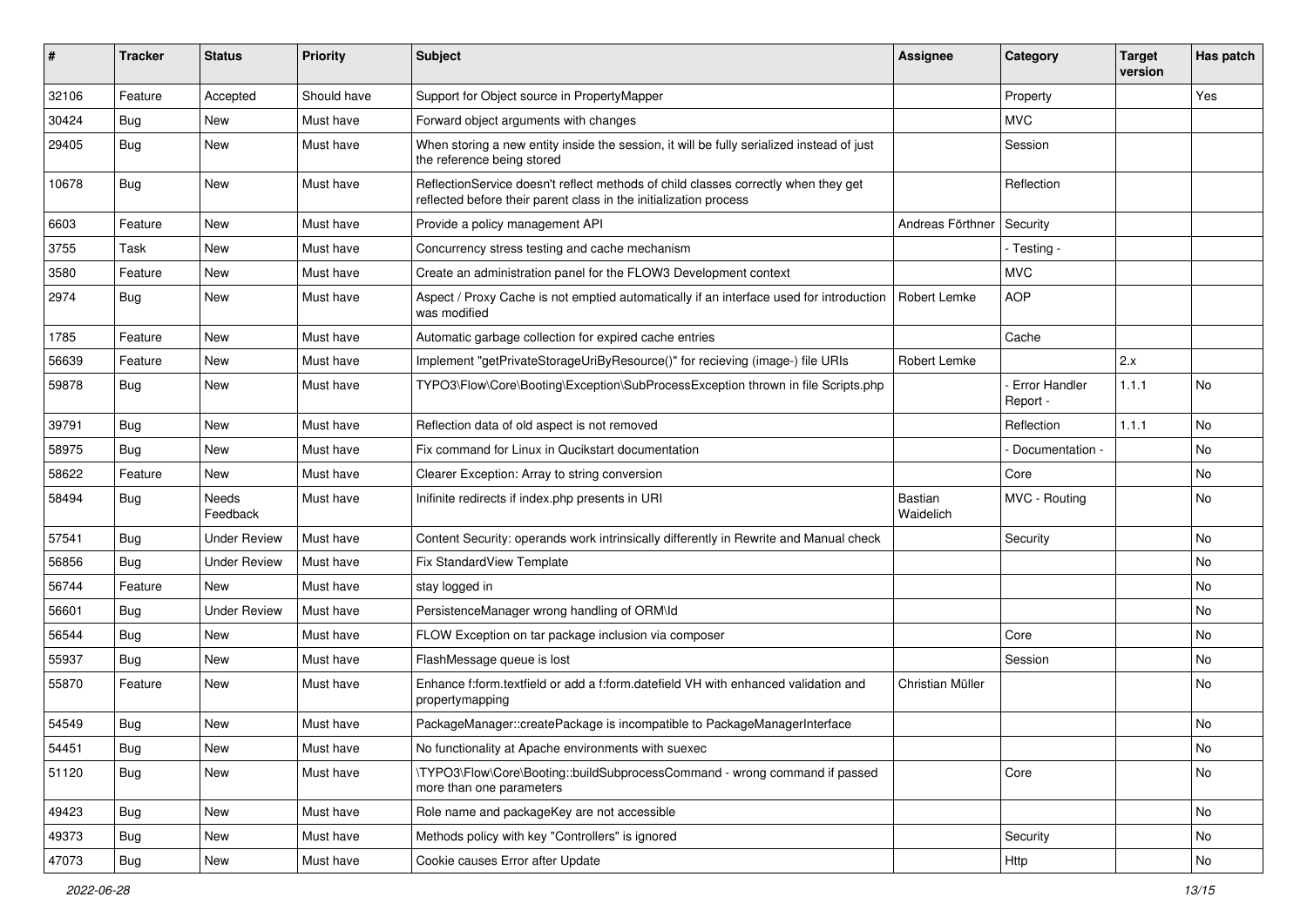| # | Tracker | Status | Priority | Subject | Assignee | Category | Target version | Has patch |
|---|---|---|---|---|---|---|---|---|
| 32106 | Feature | Accepted | Should have | Support for Object source in PropertyMapper | | Property | | Yes |
| 30424 | Bug | New | Must have | Forward object arguments with changes | | MVC | | |
| 29405 | Bug | New | Must have | When storing a new entity inside the session, it will be fully serialized instead of just the reference being stored | | Session | | |
| 10678 | Bug | New | Must have | ReflectionService doesn't reflect methods of child classes correctly when they get reflected before their parent class in the initialization process | | Reflection | | |
| 6603 | Feature | New | Must have | Provide a policy management API | Andreas Förthner | Security | | |
| 3755 | Task | New | Must have | Concurrency stress testing and cache mechanism | | - Testing - | | |
| 3580 | Feature | New | Must have | Create an administration panel for the FLOW3 Development context | | MVC | | |
| 2974 | Bug | New | Must have | Aspect / Proxy Cache is not emptied automatically if an interface used for introduction was modified | Robert Lemke | AOP | | |
| 1785 | Feature | New | Must have | Automatic garbage collection for expired cache entries | | Cache | | |
| 56639 | Feature | New | Must have | Implement "getPrivateStorageUriByResource()" for recieving (image-) file URIs | Robert Lemke | | 2.x | |
| 59878 | Bug | New | Must have | TYPO3\Flow\Core\Booting\Exception\SubProcessException thrown in file Scripts.php | | - Error Handler Report - | 1.1.1 | No |
| 39791 | Bug | New | Must have | Reflection data of old aspect is not removed | | Reflection | 1.1.1 | No |
| 58975 | Bug | New | Must have | Fix command for Linux in Qucikstart documentation | | - Documentation - | | No |
| 58622 | Feature | New | Must have | Clearer Exception: Array to string conversion | | Core | | No |
| 58494 | Bug | Needs Feedback | Must have | Inifinite redirects if index.php presents in URI | Bastian Waidelich | MVC - Routing | | No |
| 57541 | Bug | Under Review | Must have | Content Security: operands work intrinsically differently in Rewrite and Manual check | | Security | | No |
| 56856 | Bug | Under Review | Must have | Fix StandardView Template | | | | No |
| 56744 | Feature | New | Must have | stay logged in | | | | No |
| 56601 | Bug | Under Review | Must have | PersistenceManager wrong handling of ORM\Id | | | | No |
| 56544 | Bug | New | Must have | FLOW Exception on tar package inclusion via composer | | Core | | No |
| 55937 | Bug | New | Must have | FlashMessage queue is lost | | Session | | No |
| 55870 | Feature | New | Must have | Enhance f:form.textfield or add a f:form.datefield VH with enhanced validation and propertymapping | Christian Müller | | | No |
| 54549 | Bug | New | Must have | PackageManager::createPackage is incompatible to PackageManagerInterface | | | | No |
| 54451 | Bug | New | Must have | No functionality at Apache environments with suexec | | | | No |
| 51120 | Bug | New | Must have | \TYPO3\Flow\Core\Booting::buildSubprocessCommand - wrong command if passed more than one parameters | | Core | | No |
| 49423 | Bug | New | Must have | Role name and packageKey are not accessible | | | | No |
| 49373 | Bug | New | Must have | Methods policy with key "Controllers" is ignored | | Security | | No |
| 47073 | Bug | New | Must have | Cookie causes Error after Update | | Http | | No |

*2022-06-28*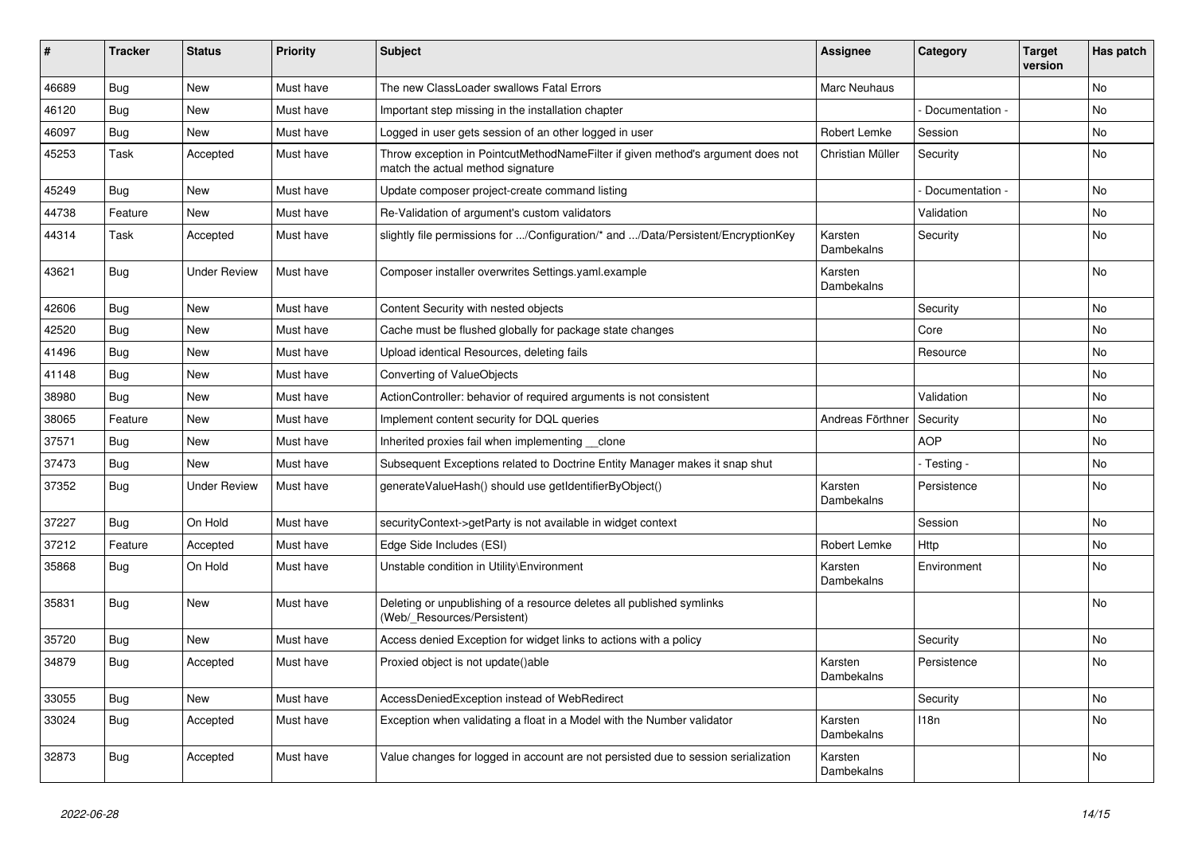| # | Tracker | Status | Priority | Subject | Assignee | Category | Target version | Has patch |
|---|---|---|---|---|---|---|---|---|
| 46689 | Bug | New | Must have | The new ClassLoader swallows Fatal Errors | Marc Neuhaus | | | No |
| 46120 | Bug | New | Must have | Important step missing in the installation chapter | | - Documentation - | | No |
| 46097 | Bug | New | Must have | Logged in user gets session of an other logged in user | Robert Lemke | Session | | No |
| 45253 | Task | Accepted | Must have | Throw exception in PointcutMethodNameFilter if given method's argument does not match the actual method signature | Christian Müller | Security | | No |
| 45249 | Bug | New | Must have | Update composer project-create command listing | | - Documentation - | | No |
| 44738 | Feature | New | Must have | Re-Validation of argument's custom validators | | Validation | | No |
| 44314 | Task | Accepted | Must have | slightly file permissions for .../Configuration/* and .../Data/Persistent/EncryptionKey | Karsten Dambekalns | Security | | No |
| 43621 | Bug | Under Review | Must have | Composer installer overwrites Settings.yaml.example | Karsten Dambekalns | | | No |
| 42606 | Bug | New | Must have | Content Security with nested objects | | Security | | No |
| 42520 | Bug | New | Must have | Cache must be flushed globally for package state changes | | Core | | No |
| 41496 | Bug | New | Must have | Upload identical Resources, deleting fails | | Resource | | No |
| 41148 | Bug | New | Must have | Converting of ValueObjects | | | | No |
| 38980 | Bug | New | Must have | ActionController: behavior of required arguments is not consistent | | Validation | | No |
| 38065 | Feature | New | Must have | Implement content security for DQL queries | Andreas Förthner | Security | | No |
| 37571 | Bug | New | Must have | Inherited proxies fail when implementing __clone | | AOP | | No |
| 37473 | Bug | New | Must have | Subsequent Exceptions related to Doctrine Entity Manager makes it snap shut | | - Testing - | | No |
| 37352 | Bug | Under Review | Must have | generateValueHash() should use getIdentifierByObject() | Karsten Dambekalns | Persistence | | No |
| 37227 | Bug | On Hold | Must have | securityContext->getParty is not available in widget context | | Session | | No |
| 37212 | Feature | Accepted | Must have | Edge Side Includes (ESI) | Robert Lemke | Http | | No |
| 35868 | Bug | On Hold | Must have | Unstable condition in Utility\Environment | Karsten Dambekalns | Environment | | No |
| 35831 | Bug | New | Must have | Deleting or unpublishing of a resource deletes all published symlinks (Web/_Resources/Persistent) | | | | No |
| 35720 | Bug | New | Must have | Access denied Exception for widget links to actions with a policy | | Security | | No |
| 34879 | Bug | Accepted | Must have | Proxied object is not update()able | Karsten Dambekalns | Persistence | | No |
| 33055 | Bug | New | Must have | AccessDeniedException instead of WebRedirect | | Security | | No |
| 33024 | Bug | Accepted | Must have | Exception when validating a float in a Model with the Number validator | Karsten Dambekalns | I18n | | No |
| 32873 | Bug | Accepted | Must have | Value changes for logged in account are not persisted due to session serialization | Karsten Dambekalns | | | No |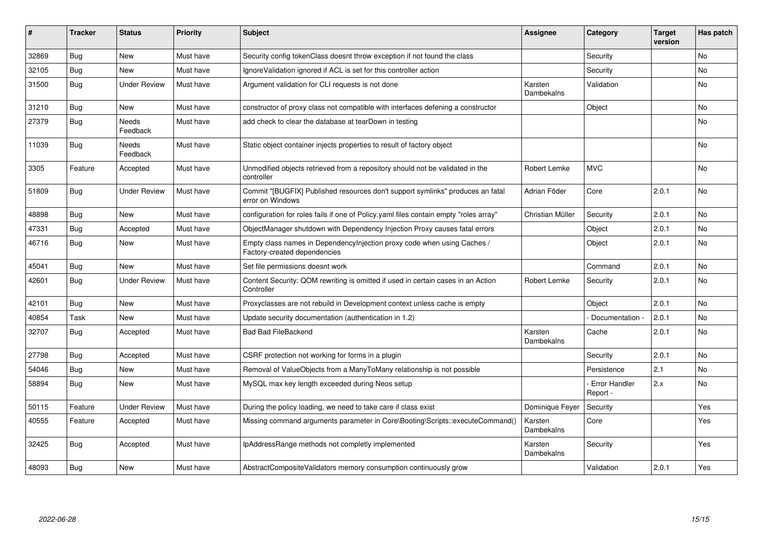| # | Tracker | Status | Priority | Subject | Assignee | Category | Target version | Has patch |
|---|---|---|---|---|---|---|---|---|
| 32869 | Bug | New | Must have | Security config tokenClass doesnt throw exception if not found the class | | Security | | No |
| 32105 | Bug | New | Must have | IgnoreValidation ignored if ACL is set for this controller action | | Security | | No |
| 31500 | Bug | Under Review | Must have | Argument validation for CLI requests is not done | Karsten Dambekalns | Validation | | No |
| 31210 | Bug | New | Must have | constructor of proxy class not compatible with interfaces defening a constructor | | Object | | No |
| 27379 | Bug | Needs Feedback | Must have | add check to clear the database at tearDown in testing | | | | No |
| 11039 | Bug | Needs Feedback | Must have | Static object container injects properties to result of factory object | | | | No |
| 3305 | Feature | Accepted | Must have | Unmodified objects retrieved from a repository should not be validated in the controller | Robert Lemke | MVC | | No |
| 51809 | Bug | Under Review | Must have | Commit "[BUGFIX] Published resources don't support symlinks" produces an fatal error on Windows | Adrian Föder | Core | 2.0.1 | No |
| 48898 | Bug | New | Must have | configuration for roles fails if one of Policy.yaml files contain empty "roles array" | Christian Müller | Security | 2.0.1 | No |
| 47331 | Bug | Accepted | Must have | ObjectManager shutdown with Dependency Injection Proxy causes fatal errors | | Object | 2.0.1 | No |
| 46716 | Bug | New | Must have | Empty class names in DependencyInjection proxy code when using Caches / Factory-created dependencies | | Object | 2.0.1 | No |
| 45041 | Bug | New | Must have | Set file permissions doesnt work | | Command | 2.0.1 | No |
| 42601 | Bug | Under Review | Must have | Content Security: QOM rewriting is omitted if used in certain cases in an Action Controller | Robert Lemke | Security | 2.0.1 | No |
| 42101 | Bug | New | Must have | Proxyclasses are not rebuild in Development context unless cache is empty | | Object | 2.0.1 | No |
| 40854 | Task | New | Must have | Update security documentation (authentication in 1.2) | | - Documentation - | 2.0.1 | No |
| 32707 | Bug | Accepted | Must have | Bad Bad FileBackend | Karsten Dambekalns | Cache | 2.0.1 | No |
| 27798 | Bug | Accepted | Must have | CSRF protection not working for forms in a plugin | | Security | 2.0.1 | No |
| 54046 | Bug | New | Must have | Removal of ValueObjects from a ManyToMany relationship is not possible | | Persistence | 2.1 | No |
| 58894 | Bug | New | Must have | MySQL max key length exceeded during Neos setup | | - Error Handler Report - | 2.x | No |
| 50115 | Feature | Under Review | Must have | During the policy loading, we need to take care if class exist | Dominique Feyer | Security | | Yes |
| 40555 | Feature | Accepted | Must have | Missing command arguments parameter in Core\Booting\Scripts::executeCommand() | Karsten Dambekalns | Core | | Yes |
| 32425 | Bug | Accepted | Must have | IpAddressRange methods not completly implemented | Karsten Dambekalns | Security | | Yes |
| 48093 | Bug | New | Must have | AbstractCompositeValidators memory consumption continuously grow | | Validation | 2.0.1 | Yes |

2022-06-28